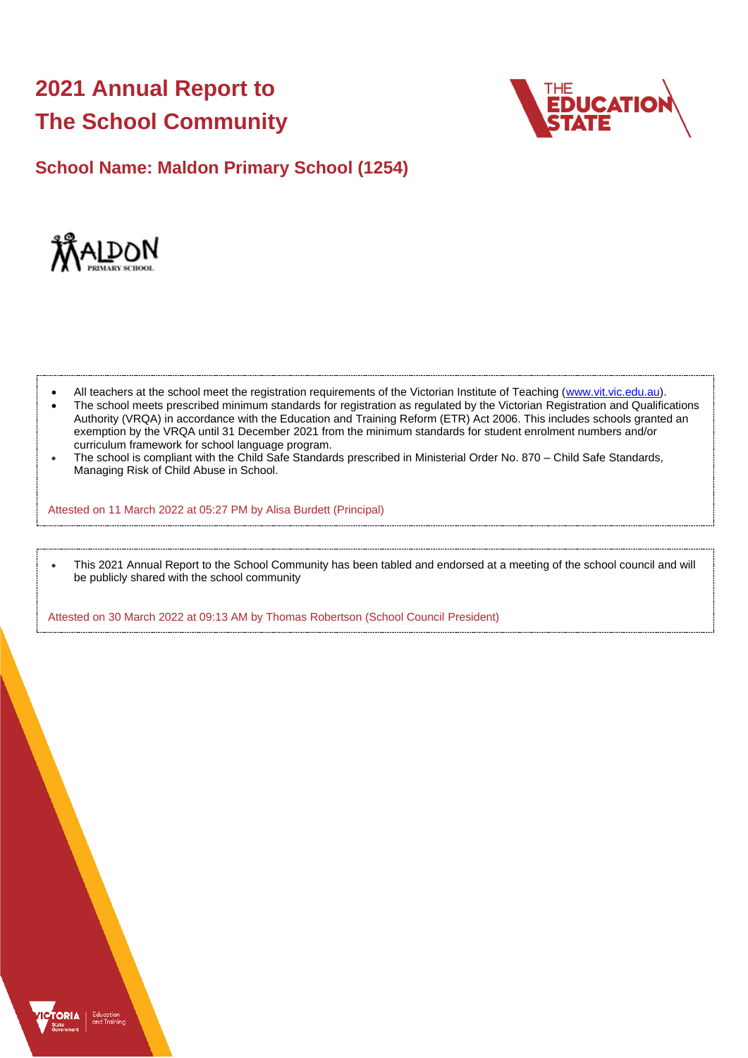# 2021 Annual Report to The School Community

## School Name: Maldon Primary School (1254)

- All teachers at the school meet the registration requirements of the Victorian Institute of Teaching (www.vit.vic.edu.au).
- The school meets prescribed minimum standards for registration as regulated by the Victorian Registration and Qualifications Authority (VRQA) in accordance with the Education and Training Reform (ETR) Act 2006. This includes schools granted an exemption by the VRQA until 31 December 2021 from the minimum standards for student enrolment numbers and/or curriculum framework for school language program.
- The school is compliant with the Child Safe Standards prescribed in Ministerial Order No. 870 – Child Safe Standards, Managing Risk of Child Abuse in School.

Attested on 11 March 2022 at 05:27 PM by Alisa Burdett (Principal)

- This 2021 Annual Report to the School Community has been tabled and endorsed at a meeting of the school council and will be publicly shared with the school community

Attested on 30 March 2022 at 09:13 AM by Thomas Robertson (School Council President)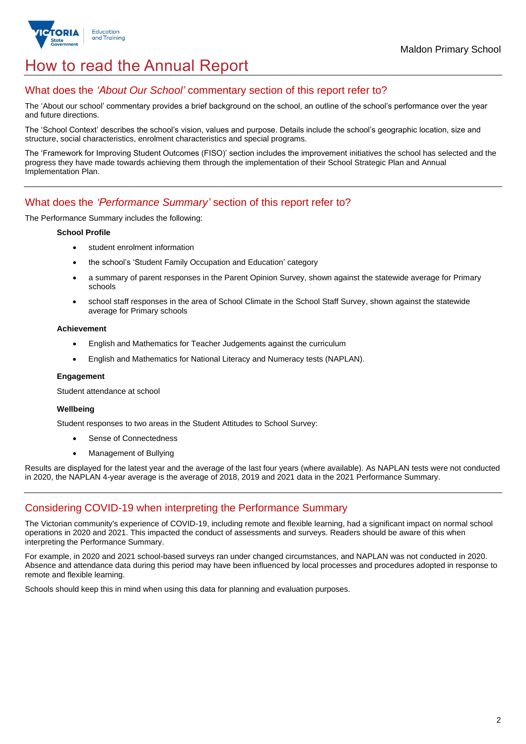# How to read the Annual Report

## What does the *'About Our School'* commentary section of this report refer to?

The 'About our school' commentary provides a brief background on the school, an outline of the school's performance over the year and future directions.

The 'School Context' describes the school's vision, values and purpose. Details include the school's geographic location, size and structure, social characteristics, enrolment characteristics and special programs.

The 'Framework for Improving Student Outcomes (FISO)' section includes the improvement initiatives the school has selected and the progress they have made towards achieving them through the implementation of their School Strategic Plan and Annual Implementation Plan.

## What does the *'Performance Summary'* section of this report refer to?

The Performance Summary includes the following:

**School Profile**

- student enrolment information
- the school's 'Student Family Occupation and Education' category
- a summary of parent responses in the Parent Opinion Survey, shown against the statewide average for Primary schools
- school staff responses in the area of School Climate in the School Staff Survey, shown against the statewide average for Primary schools

**Achievement**

- English and Mathematics for Teacher Judgements against the curriculum
- English and Mathematics for National Literacy and Numeracy tests (NAPLAN).

**Engagement**

Student attendance at school

**Wellbeing**

Student responses to two areas in the Student Attitudes to School Survey:

- Sense of Connectedness
- Management of Bullying

Results are displayed for the latest year and the average of the last four years (where available). As NAPLAN tests were not conducted in 2020, the NAPLAN 4-year average is the average of 2018, 2019 and 2021 data in the 2021 Performance Summary.

## Considering COVID-19 when interpreting the Performance Summary

The Victorian community's experience of COVID-19, including remote and flexible learning, had a significant impact on normal school operations in 2020 and 2021. This impacted the conduct of assessments and surveys. Readers should be aware of this when interpreting the Performance Summary.

For example, in 2020 and 2021 school-based surveys ran under changed circumstances, and NAPLAN was not conducted in 2020. Absence and attendance data during this period may have been influenced by local processes and procedures adopted in response to remote and flexible learning.

Schools should keep this in mind when using this data for planning and evaluation purposes.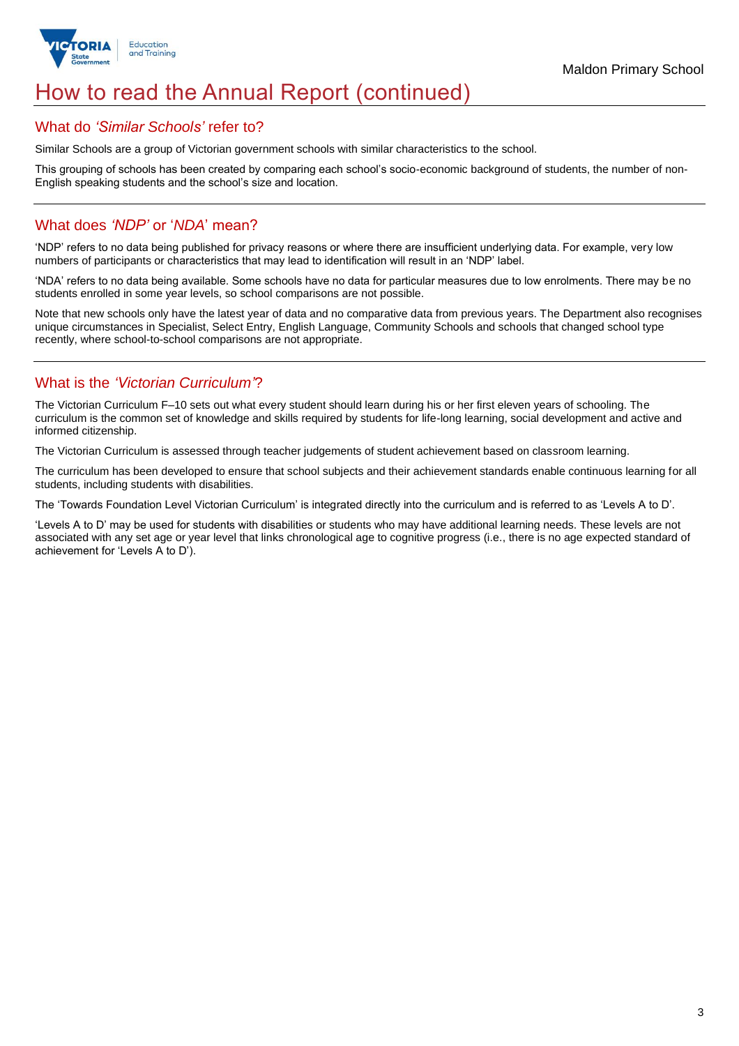# How to read the Annual Report (continued)

## What do *'Similar Schools'* refer to?

Similar Schools are a group of Victorian government schools with similar characteristics to the school.

This grouping of schools has been created by comparing each school's socio-economic background of students, the number of non-English speaking students and the school's size and location.

## What does *'NDP'* or '*NDA*' mean?

'NDP' refers to no data being published for privacy reasons or where there are insufficient underlying data. For example, very low numbers of participants or characteristics that may lead to identification will result in an 'NDP' label.

'NDA' refers to no data being available. Some schools have no data for particular measures due to low enrolments. There may be no students enrolled in some year levels, so school comparisons are not possible.

Note that new schools only have the latest year of data and no comparative data from previous years. The Department also recognises unique circumstances in Specialist, Select Entry, English Language, Community Schools and schools that changed school type recently, where school-to-school comparisons are not appropriate.

## What is the *'Victorian Curriculum'*?

The Victorian Curriculum F–10 sets out what every student should learn during his or her first eleven years of schooling. The curriculum is the common set of knowledge and skills required by students for life-long learning, social development and active and informed citizenship.

The Victorian Curriculum is assessed through teacher judgements of student achievement based on classroom learning.

The curriculum has been developed to ensure that school subjects and their achievement standards enable continuous learning for all students, including students with disabilities.

The 'Towards Foundation Level Victorian Curriculum' is integrated directly into the curriculum and is referred to as 'Levels A to D'.

'Levels A to D' may be used for students with disabilities or students who may have additional learning needs. These levels are not associated with any set age or year level that links chronological age to cognitive progress (i.e., there is no age expected standard of achievement for 'Levels A to D').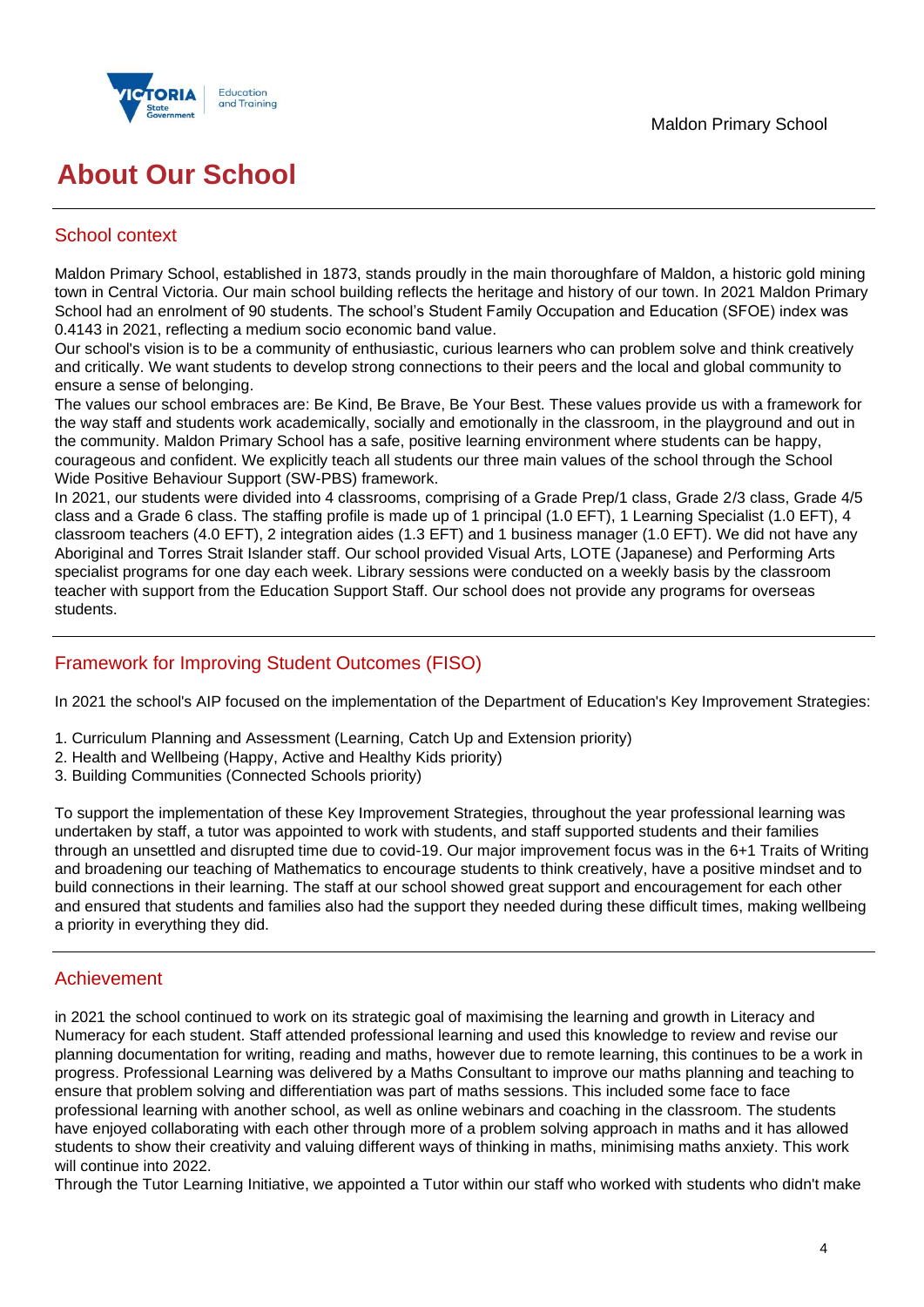# About Our School

## School context

Maldon Primary School, established in 1873, stands proudly in the main thoroughfare of Maldon, a historic gold mining town in Central Victoria. Our main school building reflects the heritage and history of our town. In 2021 Maldon Primary School had an enrolment of 90 students. The school's Student Family Occupation and Education (SFOE) index was 0.4143 in 2021, reflecting a medium socio economic band value.

Our school's vision is to be a community of enthusiastic, curious learners who can problem solve and think creatively and critically. We want students to develop strong connections to their peers and the local and global community to ensure a sense of belonging.

The values our school embraces are: Be Kind, Be Brave, Be Your Best. These values provide us with a framework for the way staff and students work academically, socially and emotionally in the classroom, in the playground and out in the community. Maldon Primary School has a safe, positive learning environment where students can be happy, courageous and confident. We explicitly teach all students our three main values of the school through the School Wide Positive Behaviour Support (SW-PBS) framework.

In 2021, our students were divided into 4 classrooms, comprising of a Grade Prep/1 class, Grade 2/3 class, Grade 4/5 class and a Grade 6 class. The staffing profile is made up of 1 principal (1.0 EFT), 1 Learning Specialist (1.0 EFT), 4 classroom teachers (4.0 EFT), 2 integration aides (1.3 EFT) and 1 business manager (1.0 EFT). We did not have any Aboriginal and Torres Strait Islander staff. Our school provided Visual Arts, LOTE (Japanese) and Performing Arts specialist programs for one day each week. Library sessions were conducted on a weekly basis by the classroom teacher with support from the Education Support Staff. Our school does not provide any programs for overseas students.

## Framework for Improving Student Outcomes (FISO)

In 2021 the school's AIP focused on the implementation of the Department of Education's Key Improvement Strategies:

1. Curriculum Planning and Assessment (Learning, Catch Up and Extension priority)
2. Health and Wellbeing (Happy, Active and Healthy Kids priority)
3. Building Communities (Connected Schools priority)

To support the implementation of these Key Improvement Strategies, throughout the year professional learning was undertaken by staff, a tutor was appointed to work with students, and staff supported students and their families through an unsettled and disrupted time due to covid-19. Our major improvement focus was in the 6+1 Traits of Writing and broadening our teaching of Mathematics to encourage students to think creatively, have a positive mindset and to build connections in their learning. The staff at our school showed great support and encouragement for each other and ensured that students and families also had the support they needed during these difficult times, making wellbeing a priority in everything they did.

## Achievement

in 2021 the school continued to work on its strategic goal of maximising the learning and growth in Literacy and Numeracy for each student. Staff attended professional learning and used this knowledge to review and revise our planning documentation for writing, reading and maths, however due to remote learning, this continues to be a work in progress. Professional Learning was delivered by a Maths Consultant to improve our maths planning and teaching to ensure that problem solving and differentiation was part of maths sessions. This included some face to face professional learning with another school, as well as online webinars and coaching in the classroom. The students have enjoyed collaborating with each other through more of a problem solving approach in maths and it has allowed students to show their creativity and valuing different ways of thinking in maths, minimising maths anxiety. This work will continue into 2022.

Through the Tutor Learning Initiative, we appointed a Tutor within our staff who worked with students who didn't make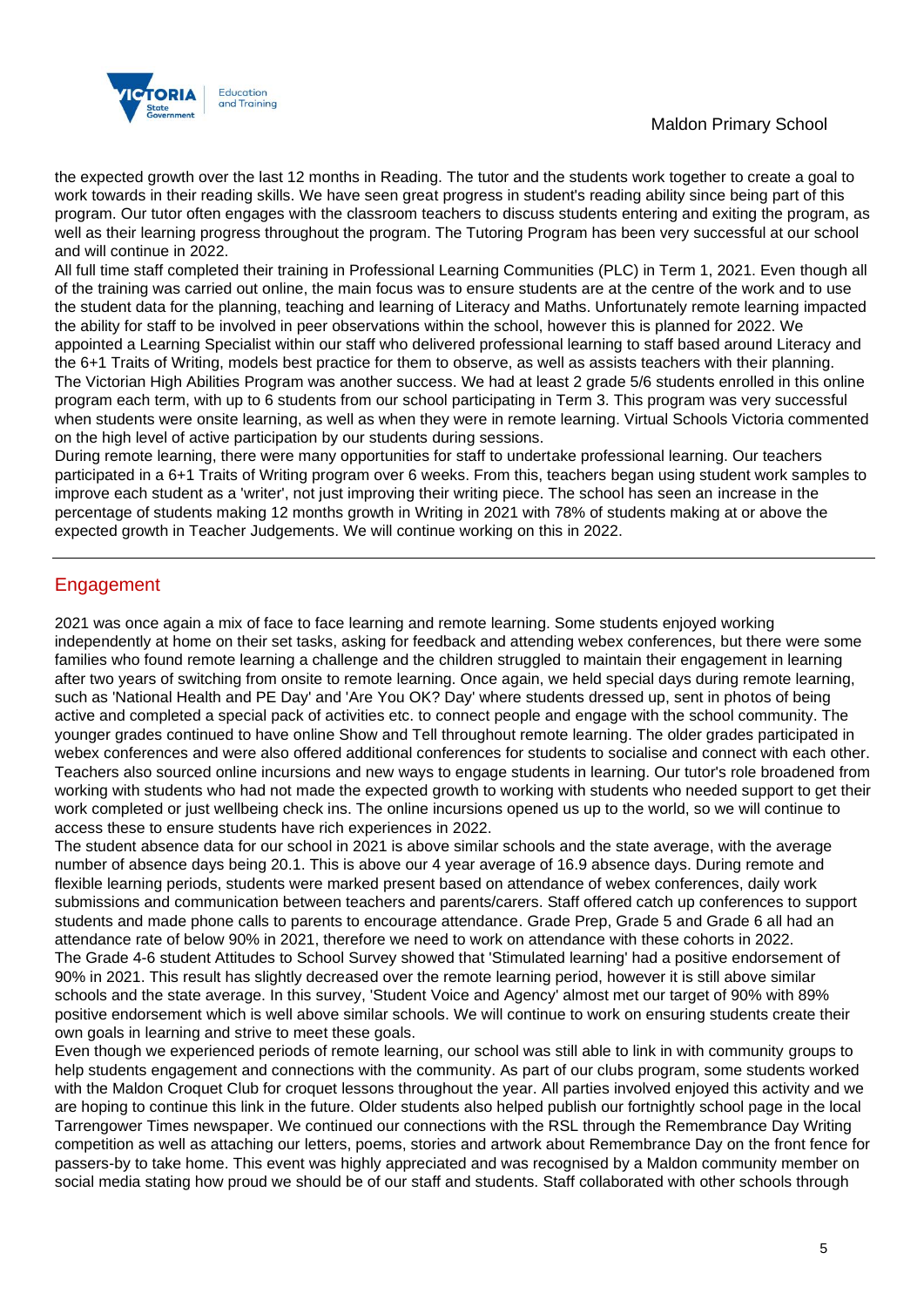the expected growth over the last 12 months in Reading. The tutor and the students work together to create a goal to work towards in their reading skills. We have seen great progress in student's reading ability since being part of this program. Our tutor often engages with the classroom teachers to discuss students entering and exiting the program, as well as their learning progress throughout the program. The Tutoring Program has been very successful at our school and will continue in 2022.
All full time staff completed their training in Professional Learning Communities (PLC) in Term 1, 2021. Even though all of the training was carried out online, the main focus was to ensure students are at the centre of the work and to use the student data for the planning, teaching and learning of Literacy and Maths. Unfortunately remote learning impacted the ability for staff to be involved in peer observations within the school, however this is planned for 2022. We appointed a Learning Specialist within our staff who delivered professional learning to staff based around Literacy and the 6+1 Traits of Writing, models best practice for them to observe, as well as assists teachers with their planning.
The Victorian High Abilities Program was another success. We had at least 2 grade 5/6 students enrolled in this online program each term, with up to 6 students from our school participating in Term 3. This program was very successful when students were onsite learning, as well as when they were in remote learning. Virtual Schools Victoria commented on the high level of active participation by our students during sessions.
During remote learning, there were many opportunities for staff to undertake professional learning. Our teachers participated in a 6+1 Traits of Writing program over 6 weeks. From this, teachers began using student work samples to improve each student as a 'writer', not just improving their writing piece. The school has seen an increase in the percentage of students making 12 months growth in Writing in 2021 with 78% of students making at or above the expected growth in Teacher Judgements. We will continue working on this in 2022.

## Engagement

2021 was once again a mix of face to face learning and remote learning. Some students enjoyed working independently at home on their set tasks, asking for feedback and attending webex conferences, but there were some families who found remote learning a challenge and the children struggled to maintain their engagement in learning after two years of switching from onsite to remote learning. Once again, we held special days during remote learning, such as 'National Health and PE Day' and 'Are You OK? Day' where students dressed up, sent in photos of being active and completed a special pack of activities etc. to connect people and engage with the school community. The younger grades continued to have online Show and Tell throughout remote learning. The older grades participated in webex conferences and were also offered additional conferences for students to socialise and connect with each other. Teachers also sourced online incursions and new ways to engage students in learning. Our tutor's role broadened from working with students who had not made the expected growth to working with students who needed support to get their work completed or just wellbeing check ins. The online incursions opened us up to the world, so we will continue to access these to ensure students have rich experiences in 2022.
The student absence data for our school in 2021 is above similar schools and the state average, with the average number of absence days being 20.1. This is above our 4 year average of 16.9 absence days. During remote and flexible learning periods, students were marked present based on attendance of webex conferences, daily work submissions and communication between teachers and parents/carers. Staff offered catch up conferences to support students and made phone calls to parents to encourage attendance. Grade Prep, Grade 5 and Grade 6 all had an attendance rate of below 90% in 2021, therefore we need to work on attendance with these cohorts in 2022.
The Grade 4-6 student Attitudes to School Survey showed that 'Stimulated learning' had a positive endorsement of 90% in 2021. This result has slightly decreased over the remote learning period, however it is still above similar schools and the state average. In this survey, 'Student Voice and Agency' almost met our target of 90% with 89% positive endorsement which is well above similar schools. We will continue to work on ensuring students create their own goals in learning and strive to meet these goals.
Even though we experienced periods of remote learning, our school was still able to link in with community groups to help students engagement and connections with the community. As part of our clubs program, some students worked with the Maldon Croquet Club for croquet lessons throughout the year. All parties involved enjoyed this activity and we are hoping to continue this link in the future. Older students also helped publish our fortnightly school page in the local Tarrengower Times newspaper. We continued our connections with the RSL through the Remembrance Day Writing competition as well as attaching our letters, poems, stories and artwork about Remembrance Day on the front fence for passers-by to take home. This event was highly appreciated and was recognised by a Maldon community member on social media stating how proud we should be of our staff and students. Staff collaborated with other schools through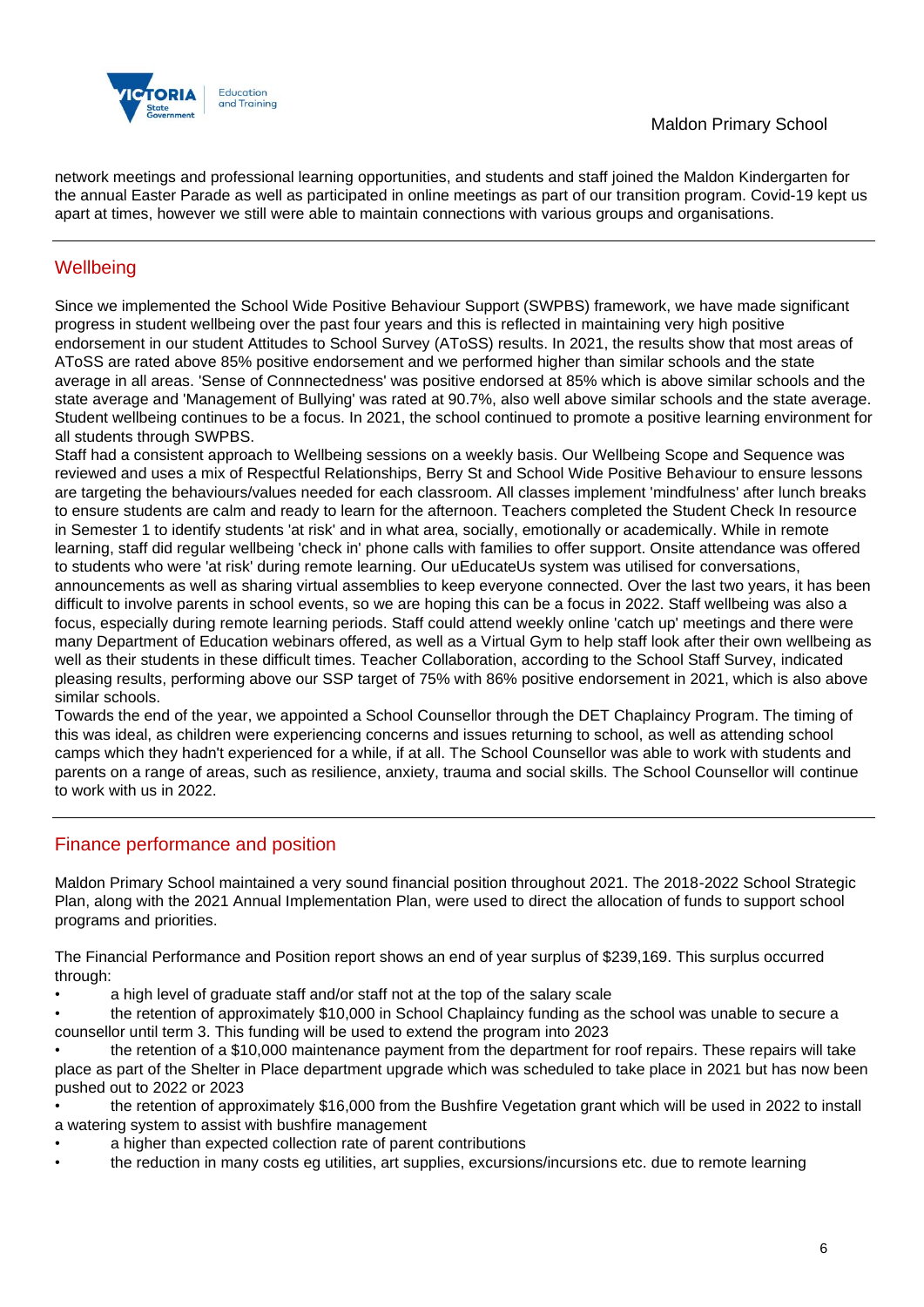network meetings and professional learning opportunities, and students and staff joined the Maldon Kindergarten for the annual Easter Parade as well as participated in online meetings as part of our transition program. Covid-19 kept us apart at times, however we still were able to maintain connections with various groups and organisations.

## Wellbeing

Since we implemented the School Wide Positive Behaviour Support (SWPBS) framework, we have made significant progress in student wellbeing over the past four years and this is reflected in maintaining very high positive endorsement in our student Attitudes to School Survey (AToSS) results. In 2021, the results show that most areas of AToSS are rated above 85% positive endorsement and we performed higher than similar schools and the state average in all areas. 'Sense of Connnectedness' was positive endorsed at 85% which is above similar schools and the state average and 'Management of Bullying' was rated at 90.7%, also well above similar schools and the state average. Student wellbeing continues to be a focus. In 2021, the school continued to promote a positive learning environment for all students through SWPBS.

Staff had a consistent approach to Wellbeing sessions on a weekly basis. Our Wellbeing Scope and Sequence was reviewed and uses a mix of Respectful Relationships, Berry St and School Wide Positive Behaviour to ensure lessons are targeting the behaviours/values needed for each classroom. All classes implement 'mindfulness' after lunch breaks to ensure students are calm and ready to learn for the afternoon. Teachers completed the Student Check In resource in Semester 1 to identify students 'at risk' and in what area, socially, emotionally or academically. While in remote learning, staff did regular wellbeing 'check in' phone calls with families to offer support. Onsite attendance was offered to students who were 'at risk' during remote learning. Our uEducateUs system was utilised for conversations, announcements as well as sharing virtual assemblies to keep everyone connected. Over the last two years, it has been difficult to involve parents in school events, so we are hoping this can be a focus in 2022. Staff wellbeing was also a focus, especially during remote learning periods. Staff could attend weekly online 'catch up' meetings and there were many Department of Education webinars offered, as well as a Virtual Gym to help staff look after their own wellbeing as well as their students in these difficult times. Teacher Collaboration, according to the School Staff Survey, indicated pleasing results, performing above our SSP target of 75% with 86% positive endorsement in 2021, which is also above similar schools.

Towards the end of the year, we appointed a School Counsellor through the DET Chaplaincy Program. The timing of this was ideal, as children were experiencing concerns and issues returning to school, as well as attending school camps which they hadn't experienced for a while, if at all. The School Counsellor was able to work with students and parents on a range of areas, such as resilience, anxiety, trauma and social skills. The School Counsellor will continue to work with us in 2022.

## Finance performance and position

Maldon Primary School maintained a very sound financial position throughout 2021. The 2018-2022 School Strategic Plan, along with the 2021 Annual Implementation Plan, were used to direct the allocation of funds to support school programs and priorities.

The Financial Performance and Position report shows an end of year surplus of $239,169. This surplus occurred through:

- a high level of graduate staff and/or staff not at the top of the salary scale
- the retention of approximately $10,000 in School Chaplaincy funding as the school was unable to secure a counsellor until term 3. This funding will be used to extend the program into 2023
- the retention of a $10,000 maintenance payment from the department for roof repairs. These repairs will take place as part of the Shelter in Place department upgrade which was scheduled to take place in 2021 but has now been pushed out to 2022 or 2023
- the retention of approximately $16,000 from the Bushfire Vegetation grant which will be used in 2022 to install a watering system to assist with bushfire management
- a higher than expected collection rate of parent contributions
- the reduction in many costs eg utilities, art supplies, excursions/incursions etc. due to remote learning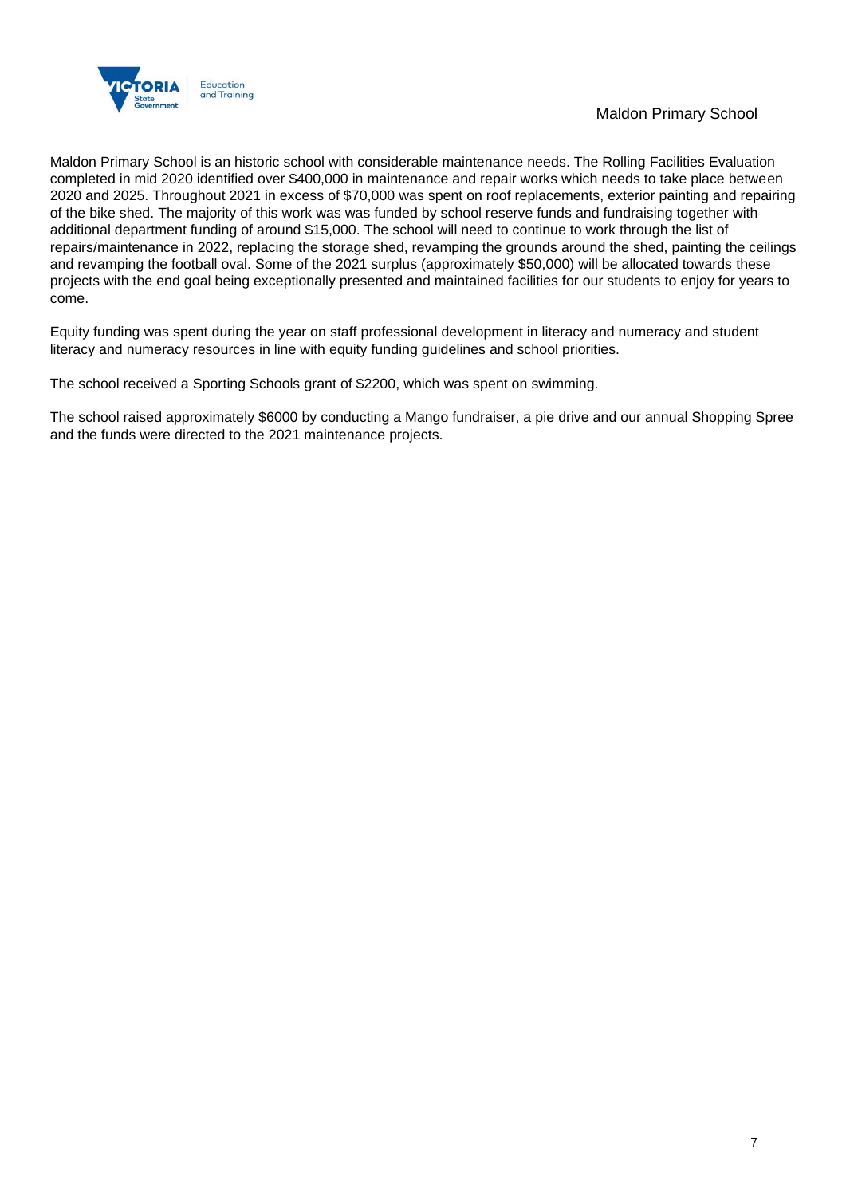Maldon Primary School is an historic school with considerable maintenance needs. The Rolling Facilities Evaluation completed in mid 2020 identified over $400,000 in maintenance and repair works which needs to take place between 2020 and 2025. Throughout 2021 in excess of $70,000 was spent on roof replacements, exterior painting and repairing of the bike shed. The majority of this work was was funded by school reserve funds and fundraising together with additional department funding of around $15,000. The school will need to continue to work through the list of repairs/maintenance in 2022, replacing the storage shed, revamping the grounds around the shed, painting the ceilings and revamping the football oval. Some of the 2021 surplus (approximately $50,000) will be allocated towards these projects with the end goal being exceptionally presented and maintained facilities for our students to enjoy for years to come.

Equity funding was spent during the year on staff professional development in literacy and numeracy and student literacy and numeracy resources in line with equity funding guidelines and school priorities.

The school received a Sporting Schools grant of $2200, which was spent on swimming.

The school raised approximately $6000 by conducting a Mango fundraiser, a pie drive and our annual Shopping Spree and the funds were directed to the 2021 maintenance projects.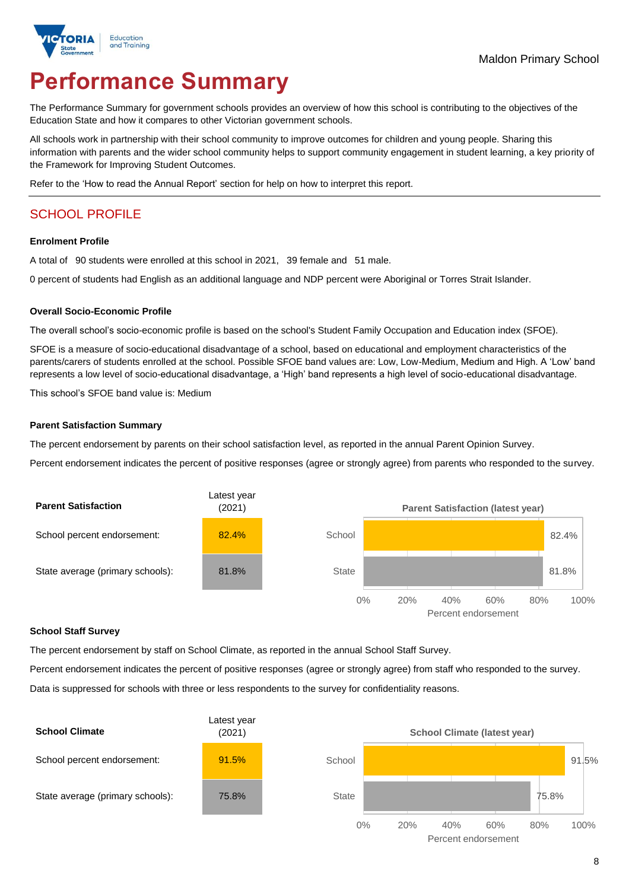Maldon Primary School

# Performance Summary

The Performance Summary for government schools provides an overview of how this school is contributing to the objectives of the Education State and how it compares to other Victorian government schools.

All schools work in partnership with their school community to improve outcomes for children and young people. Sharing this information with parents and the wider school community helps to support community engagement in student learning, a key priority of the Framework for Improving Student Outcomes.

Refer to the 'How to read the Annual Report' section for help on how to interpret this report.

## SCHOOL PROFILE

### Enrolment Profile

A total of 90 students were enrolled at this school in 2021, 39 female and 51 male.

0 percent of students had English as an additional language and NDP percent were Aboriginal or Torres Strait Islander.

### Overall Socio-Economic Profile

The overall school's socio-economic profile is based on the school's Student Family Occupation and Education index (SFOE).

SFOE is a measure of socio-educational disadvantage of a school, based on educational and employment characteristics of the parents/carers of students enrolled at the school. Possible SFOE band values are: Low, Low-Medium, Medium and High. A 'Low' band represents a low level of socio-educational disadvantage, a 'High' band represents a high level of socio-educational disadvantage.

This school's SFOE band value is: Medium

### Parent Satisfaction Summary

The percent endorsement by parents on their school satisfaction level, as reported in the annual Parent Opinion Survey.

Percent endorsement indicates the percent of positive responses (agree or strongly agree) from parents who responded to the survey.

| Parent Satisfaction | Latest year (2021) |
|---|---|
| School percent endorsement: | 82.4% |
| State average (primary schools): | 81.8% |

### School Staff Survey

The percent endorsement by staff on School Climate, as reported in the annual School Staff Survey.

Percent endorsement indicates the percent of positive responses (agree or strongly agree) from staff who responded to the survey.

Data is suppressed for schools with three or less respondents to the survey for confidentiality reasons.

| School Climate | Latest year (2021) |
|---|---|
| School percent endorsement: | 91.5% |
| State average (primary schools): | 75.8% |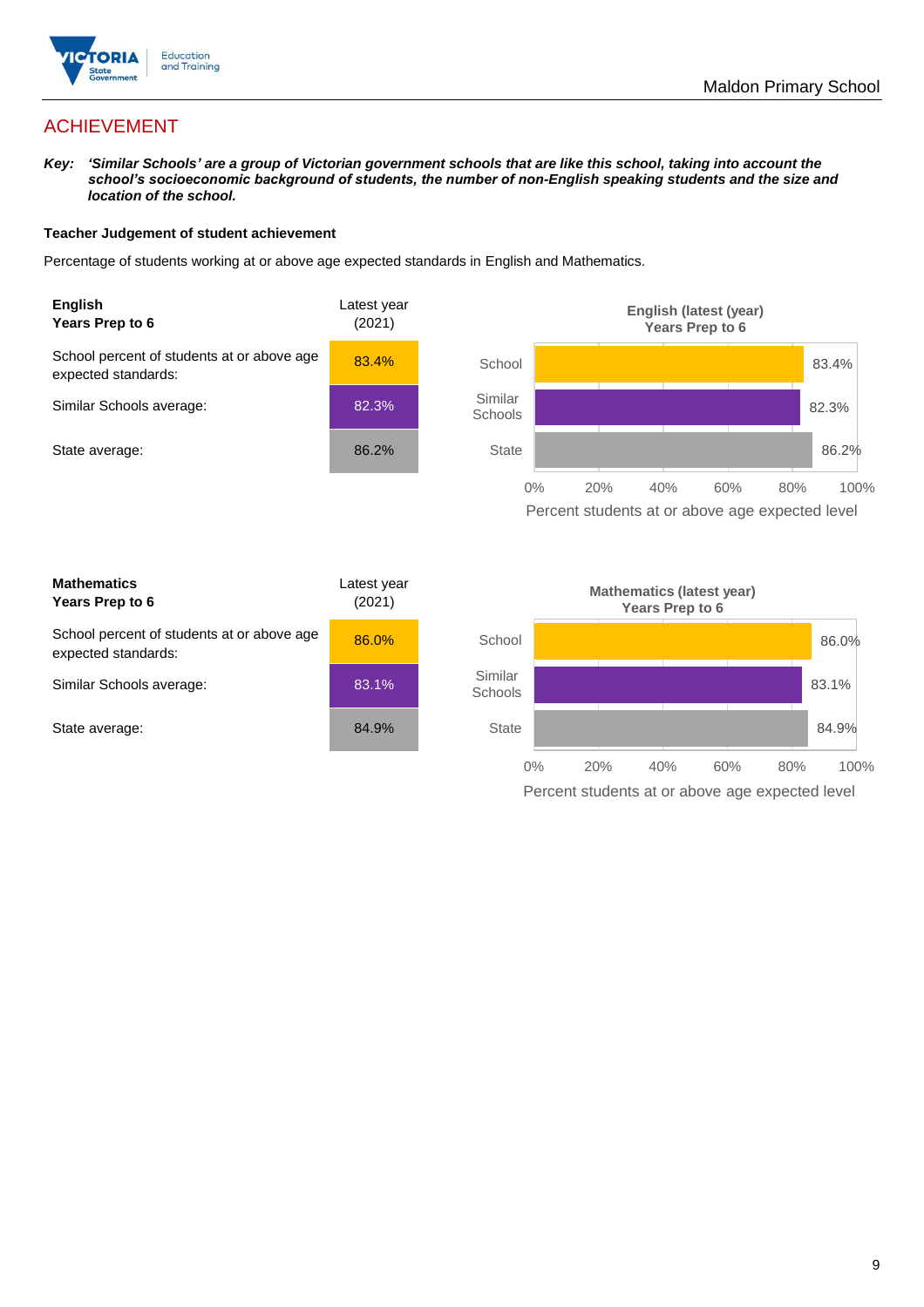## ACHIEVEMENT

***Key:** 'Similar Schools' are a group of Victorian government schools that are like this school, taking into account the school's socioeconomic background of students, the number of non-English speaking students and the size and location of the school.*

**Teacher Judgement of student achievement**

Percentage of students working at or above age expected standards in English and Mathematics.

| **English Years Prep to 6** | Latest year (2021) |
|---|---|
| School percent of students at or above age expected standards: | 83.4% |
| Similar Schools average: | 82.3% |
| State average: | 86.2% |

**English (latest (year) Years Prep to 6**

| | Percent students at or above age expected level |
|---|---|
| School | 83.4% |
| Similar Schools | 82.3% |
| State | 86.2% |

| **Mathematics Years Prep to 6** | Latest year (2021) |
|---|---|
| School percent of students at or above age expected standards: | 86.0% |
| Similar Schools average: | 83.1% |
| State average: | 84.9% |

**Mathematics (latest year) Years Prep to 6**

| | Percent students at or above age expected level |
|---|---|
| School | 86.0% |
| Similar Schools | 83.1% |
| State | 84.9% |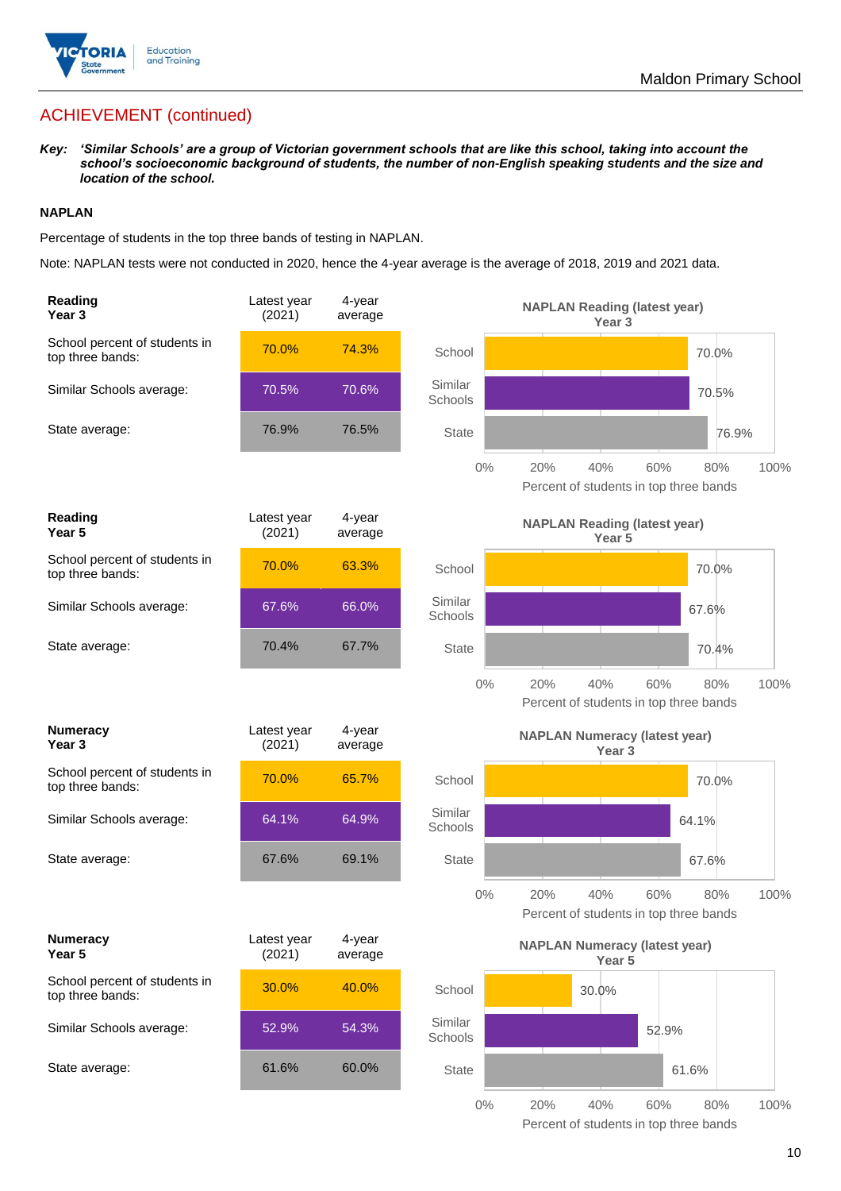## ACHIEVEMENT (continued)

***Key:*** ***'Similar Schools' are a group of Victorian government schools that are like this school, taking into account the school's socioeconomic background of students, the number of non-English speaking students and the size and location of the school.***

### NAPLAN

Percentage of students in the top three bands of testing in NAPLAN.

Note: NAPLAN tests were not conducted in 2020, hence the 4-year average is the average of 2018, 2019 and 2021 data.

| **Reading Year 3** | Latest year (2021) | 4-year average |
|---|---|---|
| School percent of students in top three bands: | 70.0% | 74.3% |
| Similar Schools average: | 70.5% | 70.6% |
| State average: | 76.9% | 76.5% |

**NAPLAN Reading (latest year) Year 3**

| | Percent of students in top three bands |
|---|---|
| School | 70.0% |
| Similar Schools | 70.5% |
| State | 76.9% |

| **Reading Year 5** | Latest year (2021) | 4-year average |
|---|---|---|
| School percent of students in top three bands: | 70.0% | 63.3% |
| Similar Schools average: | 67.6% | 66.0% |
| State average: | 70.4% | 67.7% |

**NAPLAN Reading (latest year) Year 5**

| | Percent of students in top three bands |
|---|---|
| School | 70.0% |
| Similar Schools | 67.6% |
| State | 70.4% |

| **Numeracy Year 3** | Latest year (2021) | 4-year average |
|---|---|---|
| School percent of students in top three bands: | 70.0% | 65.7% |
| Similar Schools average: | 64.1% | 64.9% |
| State average: | 67.6% | 69.1% |

**NAPLAN Numeracy (latest year) Year 3**

| | Percent of students in top three bands |
|---|---|
| School | 70.0% |
| Similar Schools | 64.1% |
| State | 67.6% |

| **Numeracy Year 5** | Latest year (2021) | 4-year average |
|---|---|---|
| School percent of students in top three bands: | 30.0% | 40.0% |
| Similar Schools average: | 52.9% | 54.3% |
| State average: | 61.6% | 60.0% |

**NAPLAN Numeracy (latest year) Year 5**

| | Percent of students in top three bands |
|---|---|
| School | 30.0% |
| Similar Schools | 52.9% |
| State | 61.6% |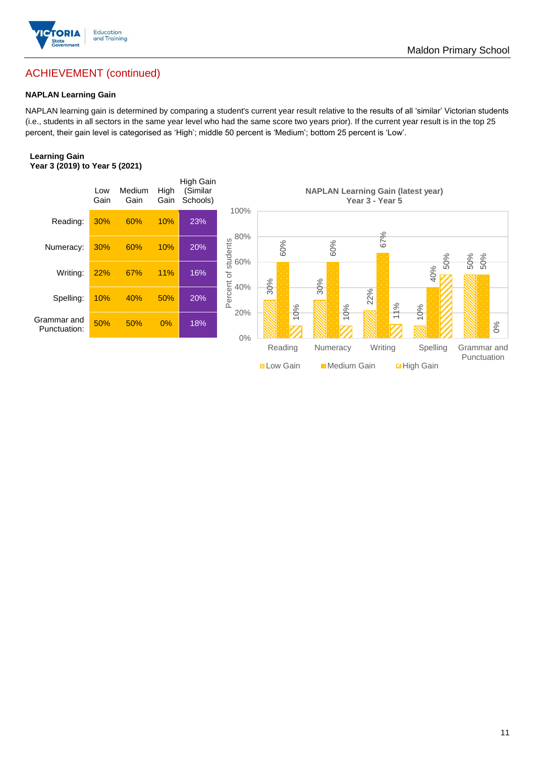## ACHIEVEMENT (continued)

**NAPLAN Learning Gain**

NAPLAN learning gain is determined by comparing a student's current year result relative to the results of all 'similar' Victorian students (i.e., students in all sectors in the same year level who had the same score two years prior). If the current year result is in the top 25 percent, their gain level is categorised as 'High'; middle 50 percent is 'Medium'; bottom 25 percent is 'Low'.

**Learning Gain**
**Year 3 (2019) to Year 5 (2021)**

| | Low Gain | Medium Gain | High Gain | High Gain (Similar Schools) |
|---|---|---|---|---|
| Reading: | 30% | 60% | 10% | 23% |
| Numeracy: | 30% | 60% | 10% | 20% |
| Writing: | 22% | 67% | 11% | 16% |
| Spelling: | 10% | 40% | 50% | 20% |
| Grammar and Punctuation: | 50% | 50% | 0% | 18% |

**NAPLAN Learning Gain (latest year)**
**Year 3 - Year 5**

| | Low Gain | Medium Gain | High Gain |
|---|---|---|---|
| Reading | 30% | 60% | 10% |
| Numeracy | 30% | 60% | 10% |
| Writing | 22% | 67% | 11% |
| Spelling | 10% | 40% | 50% |
| Grammar and Punctuation | 50% | 50% | 0% |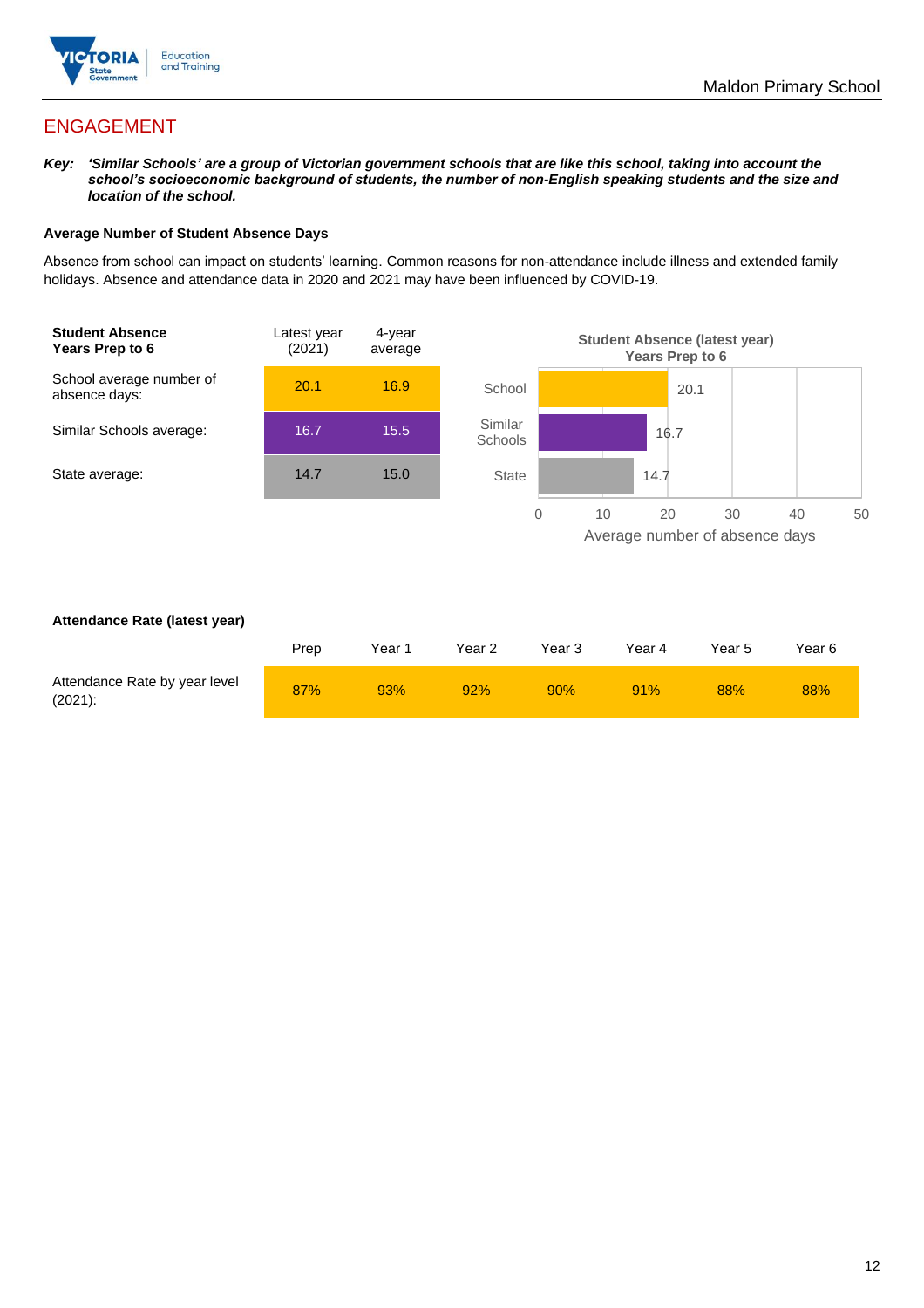## ENGAGEMENT

***Key:*** ***'Similar Schools' are a group of Victorian government schools that are like this school, taking into account the school's socioeconomic background of students, the number of non-English speaking students and the size and location of the school.***

### Average Number of Student Absence Days

Absence from school can impact on students' learning. Common reasons for non-attendance include illness and extended family holidays. Absence and attendance data in 2020 and 2021 may have been influenced by COVID-19.

| **Student Absence Years Prep to 6** | Latest year (2021) | 4-year average |
|---|---|---|
| School average number of absence days: | 20.1 | 16.9 |
| Similar Schools average: | 16.7 | 15.5 |
| State average: | 14.7 | 15.0 |

**Student Absence (latest year) Years Prep to 6**

| | Average number of absence days |
|---|---|
| School | 20.1 |
| Similar Schools | 16.7 |
| State | 14.7 |

**Attendance Rate (latest year)**

| | Prep | Year 1 | Year 2 | Year 3 | Year 4 | Year 5 | Year 6 |
|---|---|---|---|---|---|---|---|
| Attendance Rate by year level (2021): | 87% | 93% | 92% | 90% | 91% | 88% | 88% |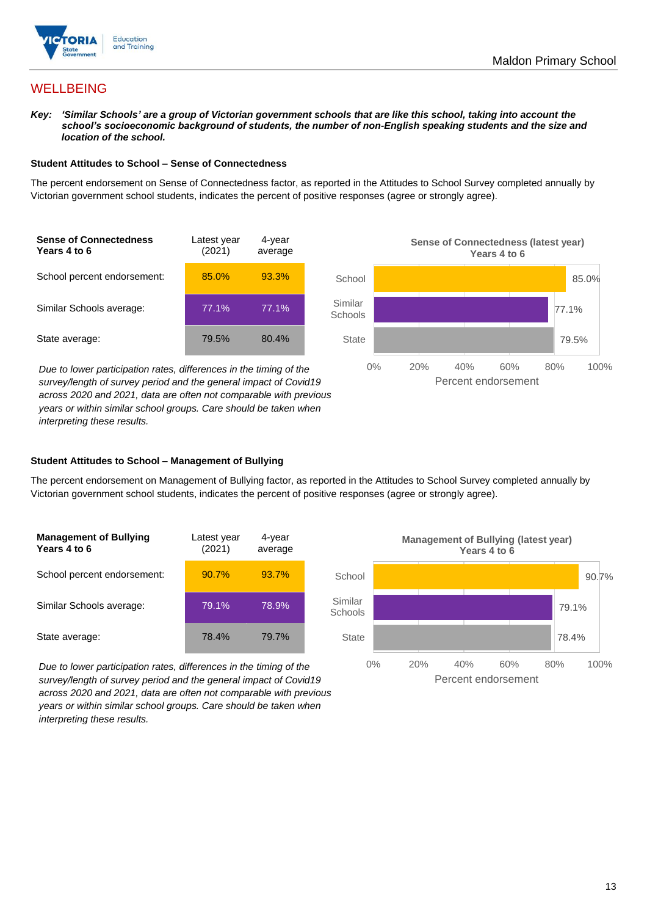## WELLBEING

***Key:*** ***'Similar Schools' are a group of Victorian government schools that are like this school, taking into account the school's socioeconomic background of students, the number of non-English speaking students and the size and location of the school.***

### Student Attitudes to School – Sense of Connectedness

The percent endorsement on Sense of Connectedness factor, as reported in the Attitudes to School Survey completed annually by Victorian government school students, indicates the percent of positive responses (agree or strongly agree).

| **Sense of Connectedness Years 4 to 6** | Latest year (2021) | 4-year average |
|---|---|---|
| School percent endorsement: | 85.0% | 93.3% |
| Similar Schools average: | 77.1% | 77.1% |
| State average: | 79.5% | 80.4% |

*Due to lower participation rates, differences in the timing of the survey/length of survey period and the general impact of Covid19 across 2020 and 2021, data are often not comparable with previous years or within similar school groups. Care should be taken when interpreting these results.*

**Sense of Connectedness (latest year) Years 4 to 6**

| | Percent endorsement |
|---|---|
| School | 85.0% |
| Similar Schools | 77.1% |
| State | 79.5% |

### Student Attitudes to School – Management of Bullying

The percent endorsement on Management of Bullying factor, as reported in the Attitudes to School Survey completed annually by Victorian government school students, indicates the percent of positive responses (agree or strongly agree).

| **Management of Bullying Years 4 to 6** | Latest year (2021) | 4-year average |
|---|---|---|
| School percent endorsement: | 90.7% | 93.7% |
| Similar Schools average: | 79.1% | 78.9% |
| State average: | 78.4% | 79.7% |

*Due to lower participation rates, differences in the timing of the survey/length of survey period and the general impact of Covid19 across 2020 and 2021, data are often not comparable with previous years or within similar school groups. Care should be taken when interpreting these results.*

**Management of Bullying (latest year) Years 4 to 6**

| | Percent endorsement |
|---|---|
| School | 90.7% |
| Similar Schools | 79.1% |
| State | 78.4% |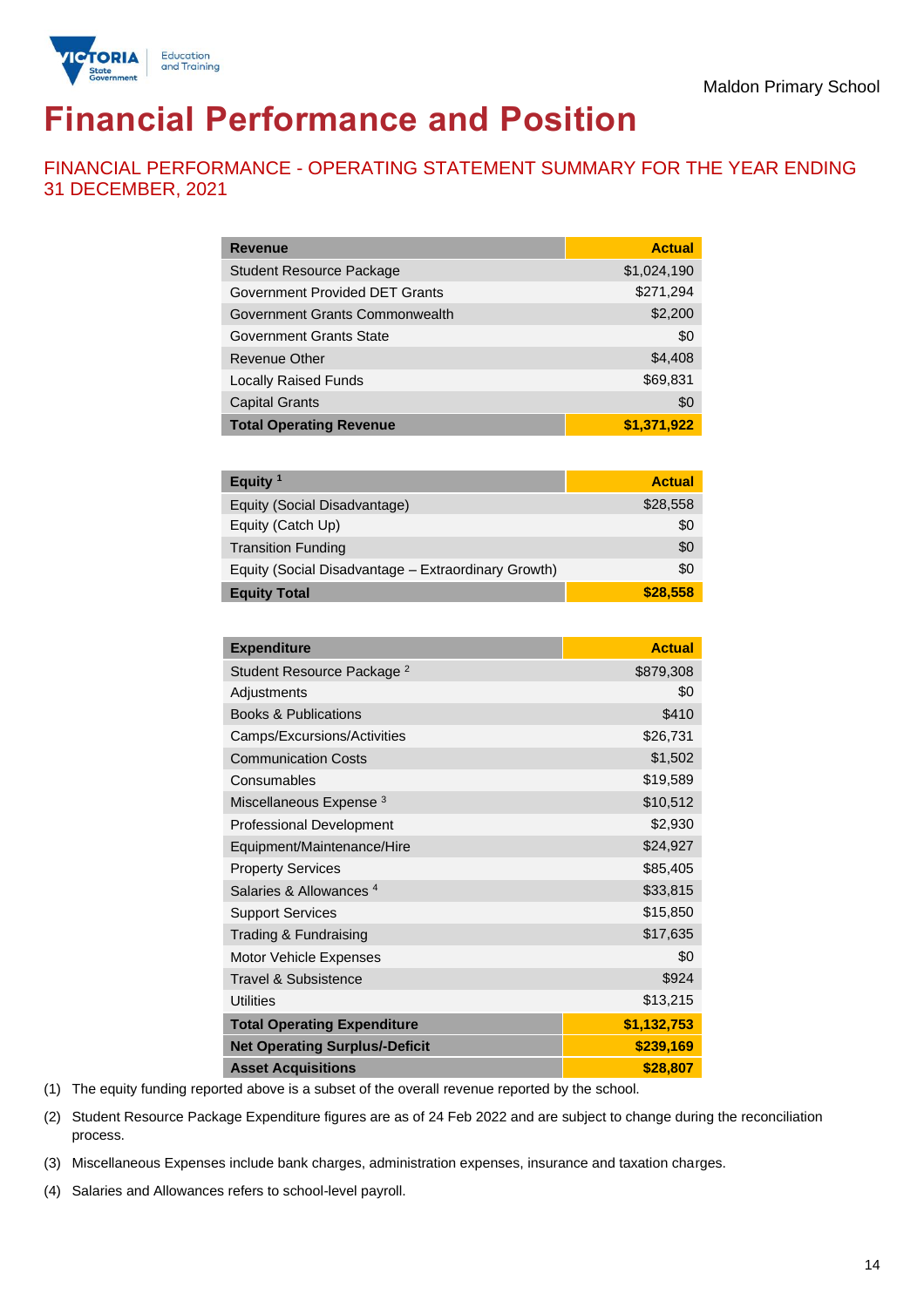Maldon Primary School

# Financial Performance and Position

## FINANCIAL PERFORMANCE - OPERATING STATEMENT SUMMARY FOR THE YEAR ENDING 31 DECEMBER, 2021

| Revenue | Actual |
|---|---|
| Student Resource Package | $1,024,190 |
| Government Provided DET Grants | $271,294 |
| Government Grants Commonwealth | $2,200 |
| Government Grants State | $0 |
| Revenue Other | $4,408 |
| Locally Raised Funds | $69,831 |
| Capital Grants | $0 |
| **Total Operating Revenue** | **$1,371,922** |

| Equity [1] | Actual |
|---|---|
| Equity (Social Disadvantage) | $28,558 |
| Equity (Catch Up) | $0 |
| Transition Funding | $0 |
| Equity (Social Disadvantage – Extraordinary Growth) | $0 |
| **Equity Total** | **$28,558** |

| Expenditure | Actual |
|---|---|
| Student Resource Package [2] | $879,308 |
| Adjustments | $0 |
| Books & Publications | $410 |
| Camps/Excursions/Activities | $26,731 |
| Communication Costs | $1,502 |
| Consumables | $19,589 |
| Miscellaneous Expense [3] | $10,512 |
| Professional Development | $2,930 |
| Equipment/Maintenance/Hire | $24,927 |
| Property Services | $85,405 |
| Salaries & Allowances [4] | $33,815 |
| Support Services | $15,850 |
| Trading & Fundraising | $17,635 |
| Motor Vehicle Expenses | $0 |
| Travel & Subsistence | $924 |
| Utilities | $13,215 |
| **Total Operating Expenditure** | **$1,132,753** |
| **Net Operating Surplus/-Deficit** | **$239,169** |
| **Asset Acquisitions** | **$28,807** |

(1) The equity funding reported above is a subset of the overall revenue reported by the school.

(2) Student Resource Package Expenditure figures are as of 24 Feb 2022 and are subject to change during the reconciliation process.

(3) Miscellaneous Expenses include bank charges, administration expenses, insurance and taxation charges.

(4) Salaries and Allowances refers to school-level payroll.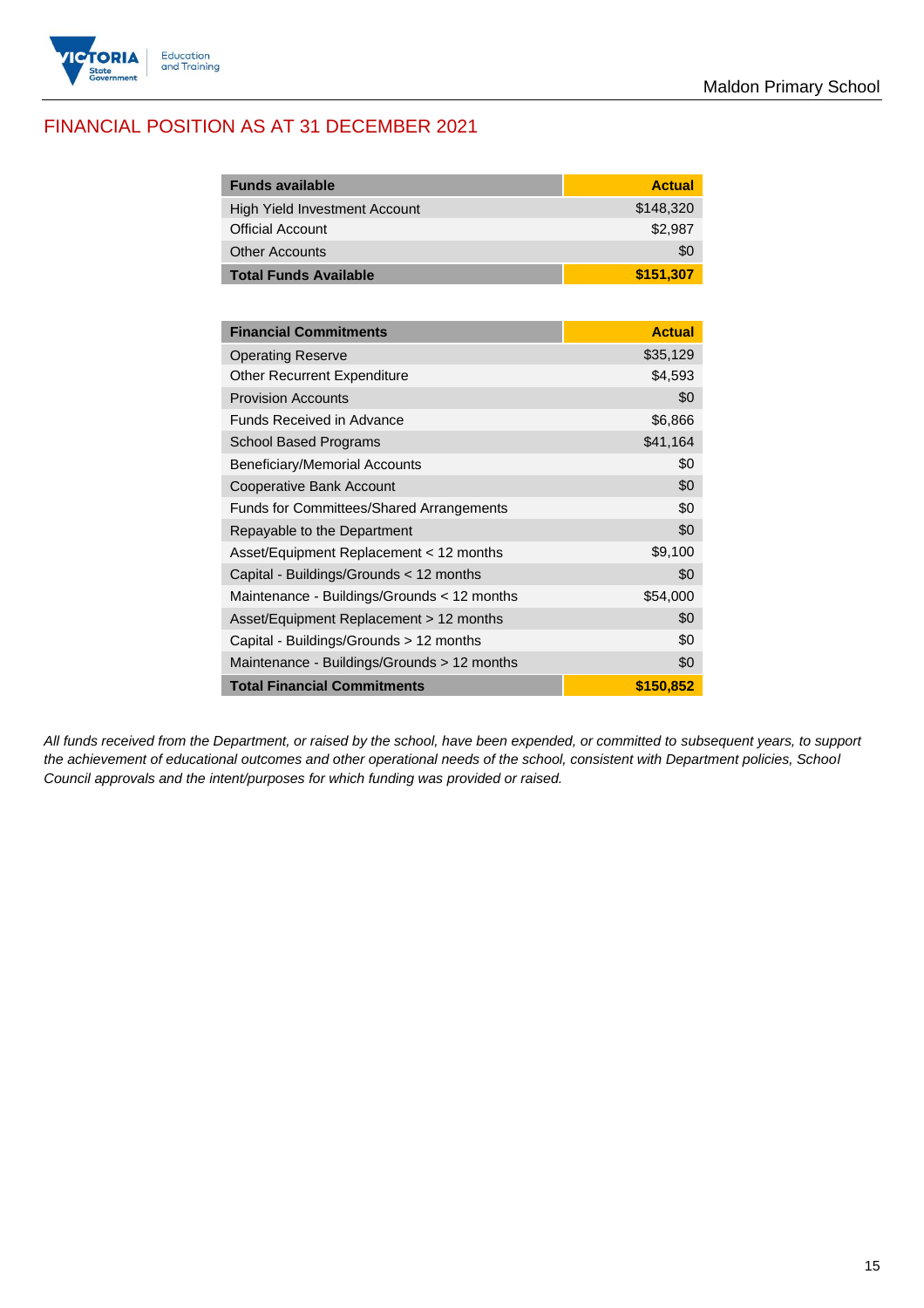# FINANCIAL POSITION AS AT 31 DECEMBER 2021

| Funds available | Actual |
|---|---|
| High Yield Investment Account | $148,320 |
| Official Account | $2,987 |
| Other Accounts | $0 |
| **Total Funds Available** | **$151,307** |

| Financial Commitments | Actual |
|---|---|
| Operating Reserve | $35,129 |
| Other Recurrent Expenditure | $4,593 |
| Provision Accounts | $0 |
| Funds Received in Advance | $6,866 |
| School Based Programs | $41,164 |
| Beneficiary/Memorial Accounts | $0 |
| Cooperative Bank Account | $0 |
| Funds for Committees/Shared Arrangements | $0 |
| Repayable to the Department | $0 |
| Asset/Equipment Replacement < 12 months | $9,100 |
| Capital - Buildings/Grounds < 12 months | $0 |
| Maintenance - Buildings/Grounds < 12 months | $54,000 |
| Asset/Equipment Replacement > 12 months | $0 |
| Capital - Buildings/Grounds > 12 months | $0 |
| Maintenance - Buildings/Grounds > 12 months | $0 |
| **Total Financial Commitments** | **$150,852** |

*All funds received from the Department, or raised by the school, have been expended, or committed to subsequent years, to support the achievement of educational outcomes and other operational needs of the school, consistent with Department policies, School Council approvals and the intent/purposes for which funding was provided or raised.*